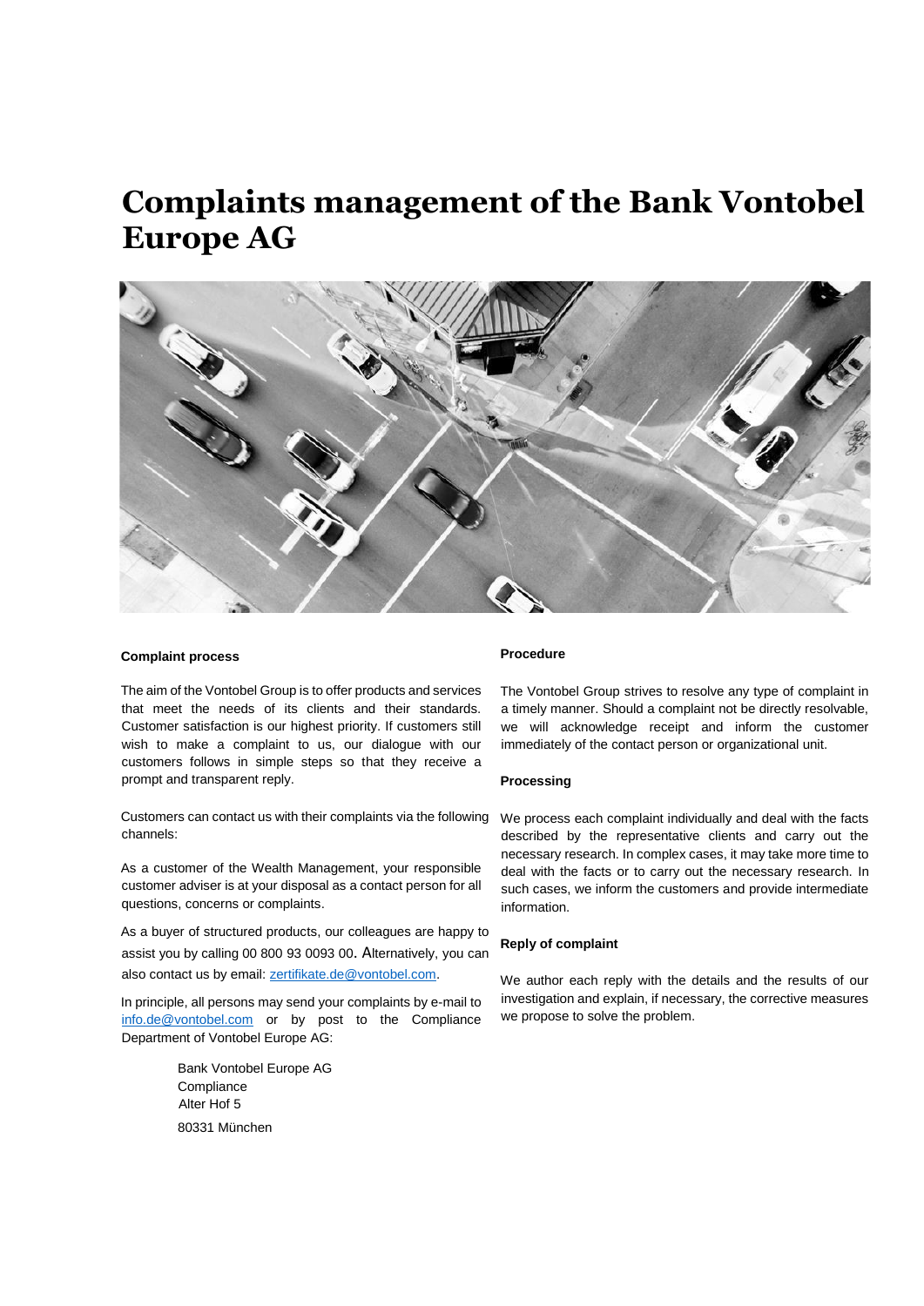# Complaints management of the Bank Vontobel Europe AG

### Complaint process

The aim of the Vontobel Group is to offer products and services that meet the needs of its clients and their standards. Customer satisfaction is our highest priority. If customers still wish to make a complaint to us, our dialogue with our customers follows in simple steps so that they receive a prompt and transparent reply.

Customers can contact us with their complaints via the following channels:

As a customer of the Wealth Management, your responsible customer adviser is at your disposal as a contact person for all questions, concerns or complaints.

As a buyer of structured products, our colleagues are happy to assist you by calling 00 800 93 0093 00. Alternatively, you can also contact us by email: zertifikate.de@vontobel.com.

In principle, all persons may send your complaints by e-mail to info.de@vontobel.com or by post to the Compliance Department of Vontobel Europe AG:

Bank Vontobel Europe AG  
Compliance  
Alter Hof 5  
80331 München

### Procedure

The Vontobel Group strives to resolve any type of complaint in a timely manner. Should a complaint not be directly resolvable, we will acknowledge receipt and inform the customer immediately of the contact person or organizational unit.

### Processing

We process each complaint individually and deal with the facts described by the representative clients and carry out the necessary research. In complex cases, it may take more time to deal with the facts or to carry out the necessary research. In such cases, we inform the customers and provide intermediate information.

### Reply of complaint

We author each reply with the details and the results of our investigation and explain, if necessary, the corrective measures we propose to solve the problem.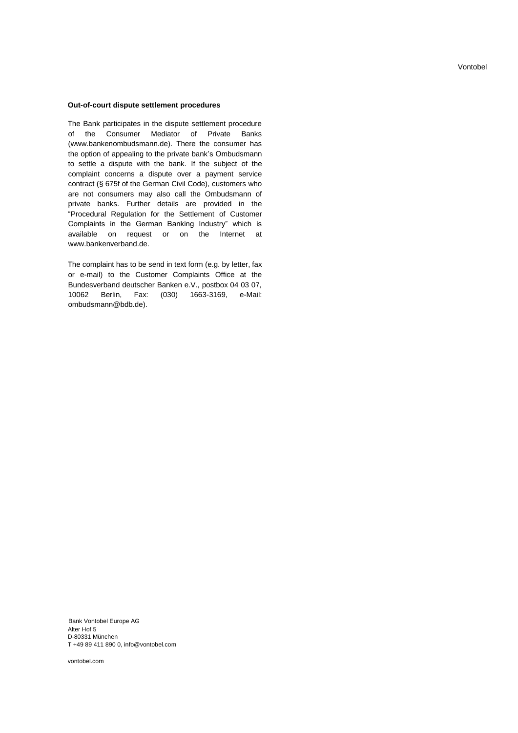**Out-of-court dispute settlement procedures**

The Bank participates in the dispute settlement procedure of the Consumer Mediator of Private Banks (www.bankenombudsmann.de). There the consumer has the option of appealing to the private bank's Ombudsmann to settle a dispute with the bank. If the subject of the complaint concerns a dispute over a payment service contract (§ 675f of the German Civil Code), customers who are not consumers may also call the Ombudsmann of private banks. Further details are provided in the "Procedural Regulation for the Settlement of Customer Complaints in the German Banking Industry" which is available on request or on the Internet at www.bankenverband.de.

The complaint has to be send in text form (e.g. by letter, fax or e-mail) to the Customer Complaints Office at the Bundesverband deutscher Banken e.V., postbox 04 03 07, 10062 Berlin, Fax: (030) 1663-3169, e-Mail: ombudsmann@bdb.de).

Bank Vontobel Europe AG
Alter Hof 5
D-80331 München
T +49 89 411 890 0, info@vontobel.com

vontobel.com